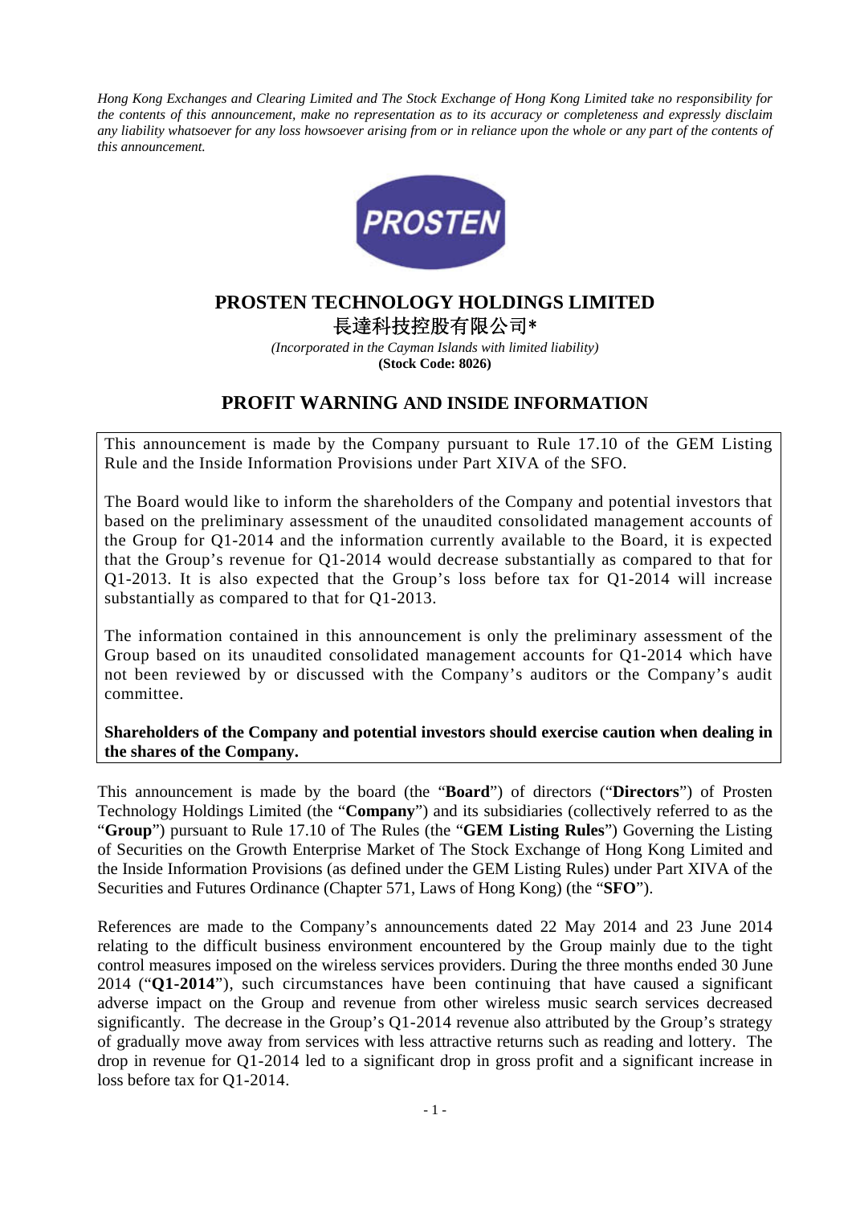*Hong Kong Exchanges and Clearing Limited and The Stock Exchange of Hong Kong Limited take no responsibility for the contents of this announcement, make no representation as to its accuracy or completeness and expressly disclaim any liability whatsoever for any loss howsoever arising from or in reliance upon the whole or any part of the contents of this announcement.*

# PROSTEN TECHNOLOGY HOLDINGS LIMITED

# 長達科技控股有限公司*

*(Incorporated in the Cayman Islands with limited liability)*

**(Stock Code: 8026)**

## PROFIT WARNING AND INSIDE INFORMATION

This announcement is made by the Company pursuant to Rule 17.10 of the GEM Listing Rule and the Inside Information Provisions under Part XIVA of the SFO.

The Board would like to inform the shareholders of the Company and potential investors that based on the preliminary assessment of the unaudited consolidated management accounts of the Group for Q1-2014 and the information currently available to the Board, it is expected that the Group's revenue for Q1-2014 would decrease substantially as compared to that for Q1-2013. It is also expected that the Group's loss before tax for Q1-2014 will increase substantially as compared to that for Q1-2013.

The information contained in this announcement is only the preliminary assessment of the Group based on its unaudited consolidated management accounts for Q1-2014 which have not been reviewed by or discussed with the Company's auditors or the Company's audit committee.

**Shareholders of the Company and potential investors should exercise caution when dealing in the shares of the Company.**

This announcement is made by the board (the "**Board**") of directors ("**Directors**") of Prosten Technology Holdings Limited (the "**Company**") and its subsidiaries (collectively referred to as the "**Group**") pursuant to Rule 17.10 of The Rules (the "**GEM Listing Rules**") Governing the Listing of Securities on the Growth Enterprise Market of The Stock Exchange of Hong Kong Limited and the Inside Information Provisions (as defined under the GEM Listing Rules) under Part XIVA of the Securities and Futures Ordinance (Chapter 571, Laws of Hong Kong) (the "**SFO**").

References are made to the Company's announcements dated 22 May 2014 and 23 June 2014 relating to the difficult business environment encountered by the Group mainly due to the tight control measures imposed on the wireless services providers. During the three months ended 30 June 2014 ("**Q1-2014**"), such circumstances have been continuing that have caused a significant adverse impact on the Group and revenue from other wireless music search services decreased significantly. The decrease in the Group's Q1-2014 revenue also attributed by the Group's strategy of gradually move away from services with less attractive returns such as reading and lottery. The drop in revenue for Q1-2014 led to a significant drop in gross profit and a significant increase in loss before tax for Q1-2014.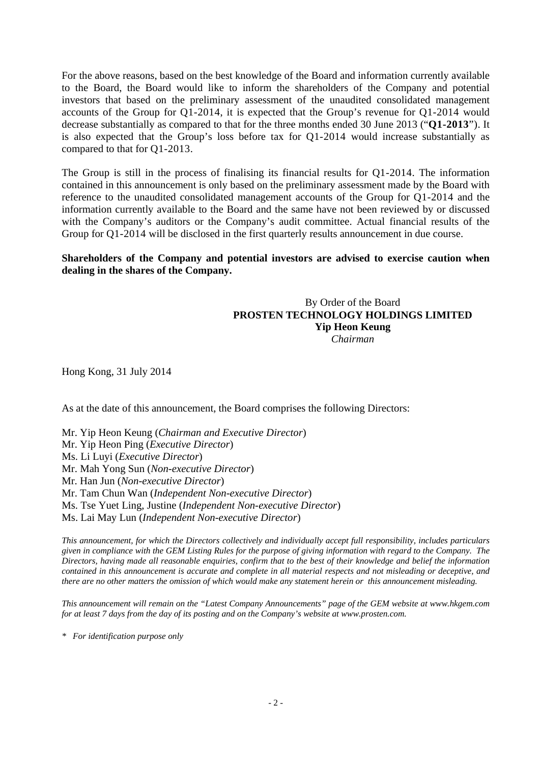For the above reasons, based on the best knowledge of the Board and information currently available to the Board, the Board would like to inform the shareholders of the Company and potential investors that based on the preliminary assessment of the unaudited consolidated management accounts of the Group for Q1-2014, it is expected that the Group's revenue for Q1-2014 would decrease substantially as compared to that for the three months ended 30 June 2013 ("**Q1-2013**"). It is also expected that the Group's loss before tax for Q1-2014 would increase substantially as compared to that for Q1-2013.

The Group is still in the process of finalising its financial results for Q1-2014. The information contained in this announcement is only based on the preliminary assessment made by the Board with reference to the unaudited consolidated management accounts of the Group for Q1-2014 and the information currently available to the Board and the same have not been reviewed by or discussed with the Company's auditors or the Company's audit committee. Actual financial results of the Group for Q1-2014 will be disclosed in the first quarterly results announcement in due course.

**Shareholders of the Company and potential investors are advised to exercise caution when dealing in the shares of the Company.**

By Order of the Board
**PROSTEN TECHNOLOGY HOLDINGS LIMITED**
**Yip Heon Keung**
*Chairman*

Hong Kong, 31 July 2014

As at the date of this announcement, the Board comprises the following Directors:

Mr. Yip Heon Keung (*Chairman and Executive Director*)
Mr. Yip Heon Ping (*Executive Director*)
Ms. Li Luyi (*Executive Director*)
Mr. Mah Yong Sun (*Non-executive Director*)
Mr. Han Jun (*Non-executive Director*)
Mr. Tam Chun Wan (*Independent Non-executive Director*)
Ms. Tse Yuet Ling, Justine (*Independent Non-executive Director*)
Ms. Lai May Lun (*Independent Non-executive Director*)

*This announcement, for which the Directors collectively and individually accept full responsibility, includes particulars given in compliance with the GEM Listing Rules for the purpose of giving information with regard to the Company. The Directors, having made all reasonable enquiries, confirm that to the best of their knowledge and belief the information contained in this announcement is accurate and complete in all material respects and not misleading or deceptive, and there are no other matters the omission of which would make any statement herein or this announcement misleading.*

*This announcement will remain on the "Latest Company Announcements" page of the GEM website at www.hkgem.com for at least 7 days from the day of its posting and on the Company's website at www.prosten.com.*

* *For identification purpose only*